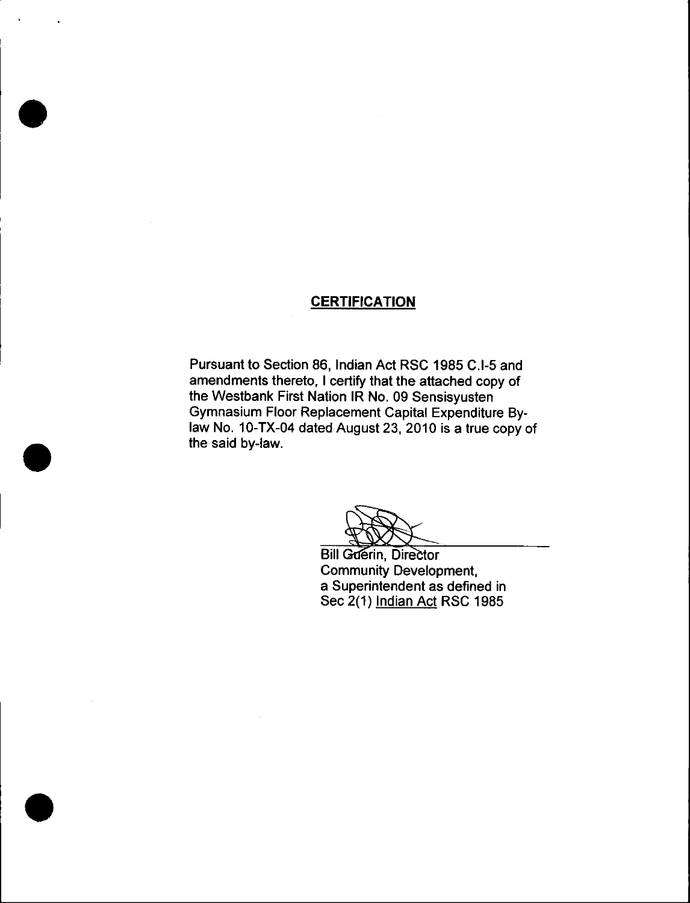## CERTIFICATION

Pursuant to Section 86, Indian Act RSC 1985 C.I-5 and amendments thereto, I certify that the attached copy of the Westbank First Nation IR No. 09 Sensisyusten Gymnasium Floor Replacement Capital Expenditure By-law No. 10-TX-04 dated August 23, 2010 is a true copy of the said by-law.

Bill Guérin, Director
Community Development,
a Superintendent as defined in
Sec 2(1) Indian Act RSC 1985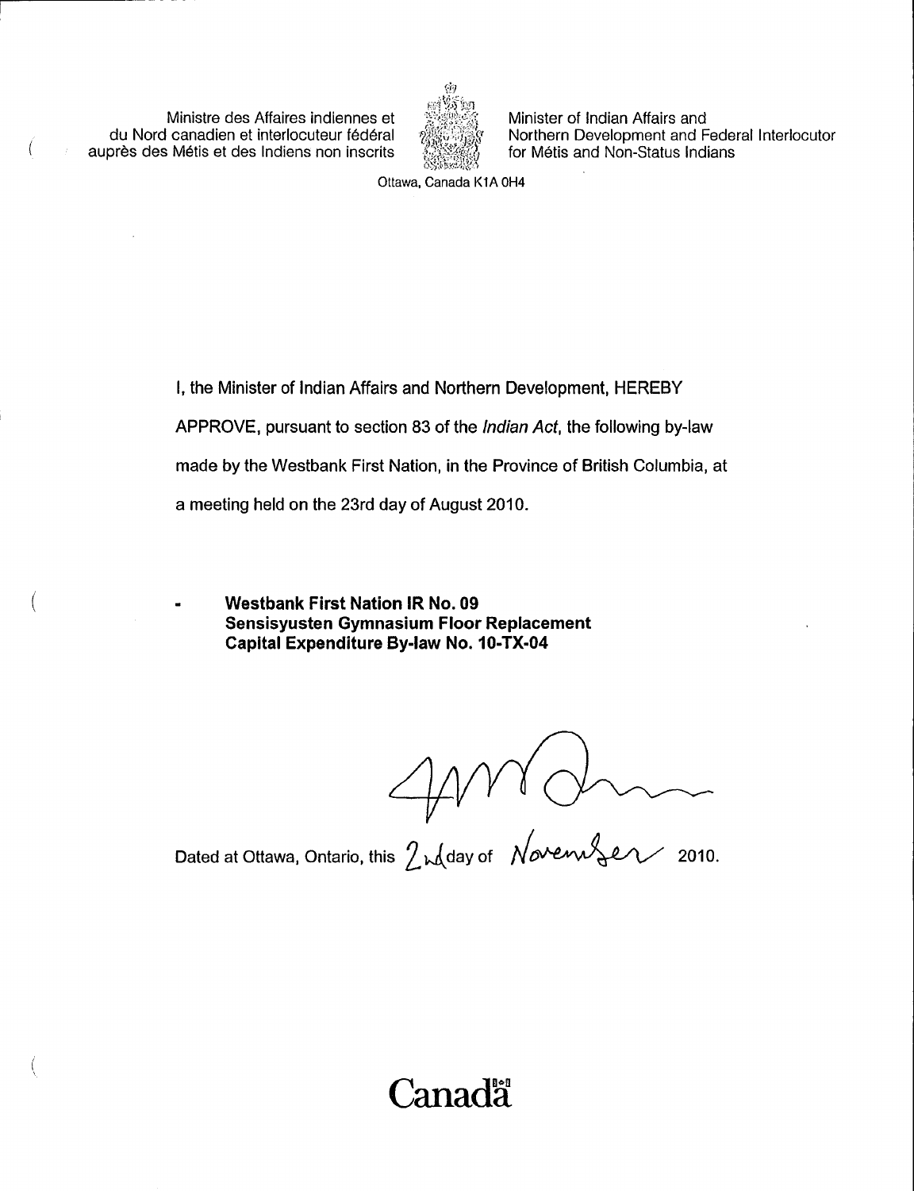Ministre des Affaires indiennes et du Nord canadien et interlocuteur fédéral auprès des Métis et des Indiens non inscrits

Minister of Indian Affairs and Northern Development and Federal Interlocutor for Métis and Non-Status Indians

Ottawa, Canada K1A 0H4

I, the Minister of Indian Affairs and Northern Development, HEREBY APPROVE, pursuant to section 83 of the *Indian Act*, the following by-law made by the Westbank First Nation, in the Province of British Columbia, at a meeting held on the 23rd day of August 2010.

- **Westbank First Nation IR No. 09 Sensisyusten Gymnasium Floor Replacement Capital Expenditure By-law No. 10-TX-04**

Dated at Ottawa, Ontario, this 2nd day of November 2010.

Canada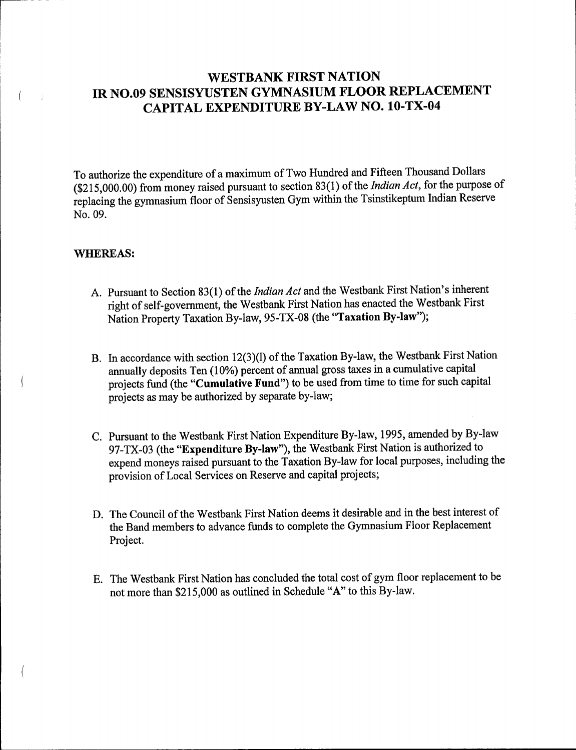# WESTBANK FIRST NATION
# IR NO.09 SENSISYUSTEN GYMNASIUM FLOOR REPLACEMENT
# CAPITAL EXPENDITURE BY-LAW NO. 10-TX-04

To authorize the expenditure of a maximum of Two Hundred and Fifteen Thousand Dollars ($215,000.00) from money raised pursuant to section 83(1) of the *Indian Act*, for the purpose of replacing the gymnasium floor of Sensisyusten Gym within the Tsinstikeptum Indian Reserve No. 09.

**WHEREAS:**

A. Pursuant to Section 83(1) of the *Indian Act* and the Westbank First Nation's inherent right of self-government, the Westbank First Nation has enacted the Westbank First Nation Property Taxation By-law, 95-TX-08 (the "**Taxation By-law**");

B. In accordance with section 12(3)(l) of the Taxation By-law, the Westbank First Nation annually deposits Ten (10%) percent of annual gross taxes in a cumulative capital projects fund (the "**Cumulative Fund**") to be used from time to time for such capital projects as may be authorized by separate by-law;

C. Pursuant to the Westbank First Nation Expenditure By-law, 1995, amended by By-law 97-TX-03 (the "**Expenditure By-law**"), the Westbank First Nation is authorized to expend moneys raised pursuant to the Taxation By-law for local purposes, including the provision of Local Services on Reserve and capital projects;

D. The Council of the Westbank First Nation deems it desirable and in the best interest of the Band members to advance funds to complete the Gymnasium Floor Replacement Project.

E. The Westbank First Nation has concluded the total cost of gym floor replacement to be not more than $215,000 as outlined in Schedule "**A**" to this By-law.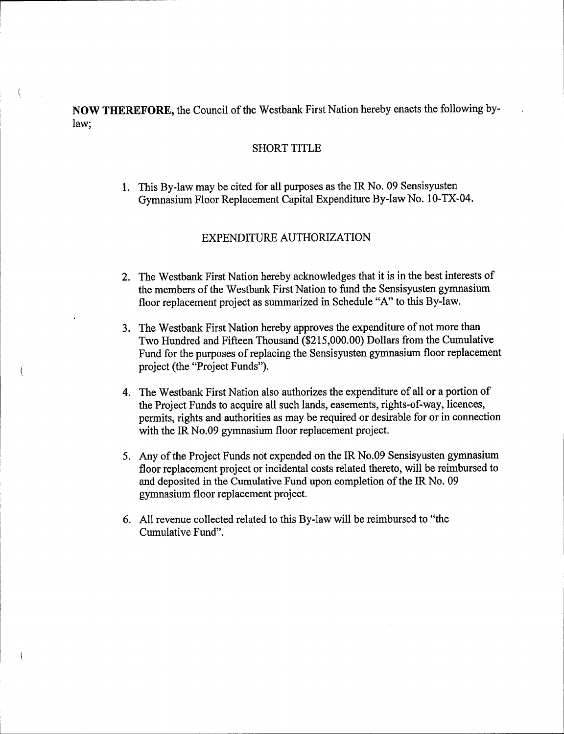**NOW THEREFORE,** the Council of the Westbank First Nation hereby enacts the following by-law;

## SHORT TITLE

1. This By-law may be cited for all purposes as the IR No. 09 Sensisyusten Gymnasium Floor Replacement Capital Expenditure By-law No. 10-TX-04.

## EXPENDITURE AUTHORIZATION

2. The Westbank First Nation hereby acknowledges that it is in the best interests of the members of the Westbank First Nation to fund the Sensisyusten gymnasium floor replacement project as summarized in Schedule "A" to this By-law.

3. The Westbank First Nation hereby approves the expenditure of not more than Two Hundred and Fifteen Thousand ($215,000.00) Dollars from the Cumulative Fund for the purposes of replacing the Sensisyusten gymnasium floor replacement project (the "Project Funds").

4. The Westbank First Nation also authorizes the expenditure of all or a portion of the Project Funds to acquire all such lands, easements, rights-of-way, licences, permits, rights and authorities as may be required or desirable for or in connection with the IR No.09 gymnasium floor replacement project.

5. Any of the Project Funds not expended on the IR No.09 Sensisyusten gymnasium floor replacement project or incidental costs related thereto, will be reimbursed to and deposited in the Cumulative Fund upon completion of the IR No. 09 gymnasium floor replacement project.

6. All revenue collected related to this By-law will be reimbursed to "the Cumulative Fund".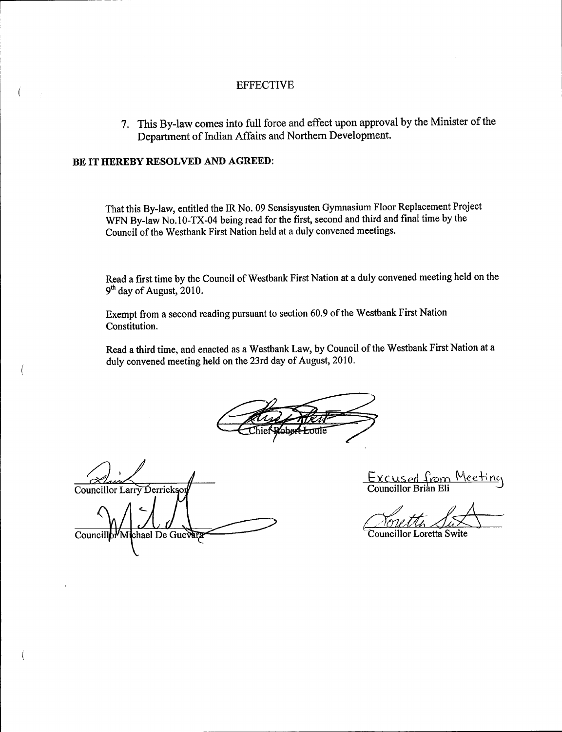## EFFECTIVE

7. This By-law comes into full force and effect upon approval by the Minister of the Department of Indian Affairs and Northern Development.

**BE IT HEREBY RESOLVED AND AGREED:**

That this By-law, entitled the IR No. 09 Sensisyusten Gymnasium Floor Replacement Project WFN By-law No.10-TX-04 being read for the first, second and third and final time by the Council of the Westbank First Nation held at a duly convened meetings.

Read a first time by the Council of Westbank First Nation at a duly convened meeting held on the 9th day of August, 2010.

Exempt from a second reading pursuant to section 60.9 of the Westbank First Nation Constitution.

Read a third time, and enacted as a Westbank Law, by Council of the Westbank First Nation at a duly convened meeting held on the 23rd day of August, 2010.

Chief Robert Louie

Councillor Larry Derrickson

Councillor Michael De Guevara

Excused from Meeting
Councillor Brian Eli

Councillor Loretta Swite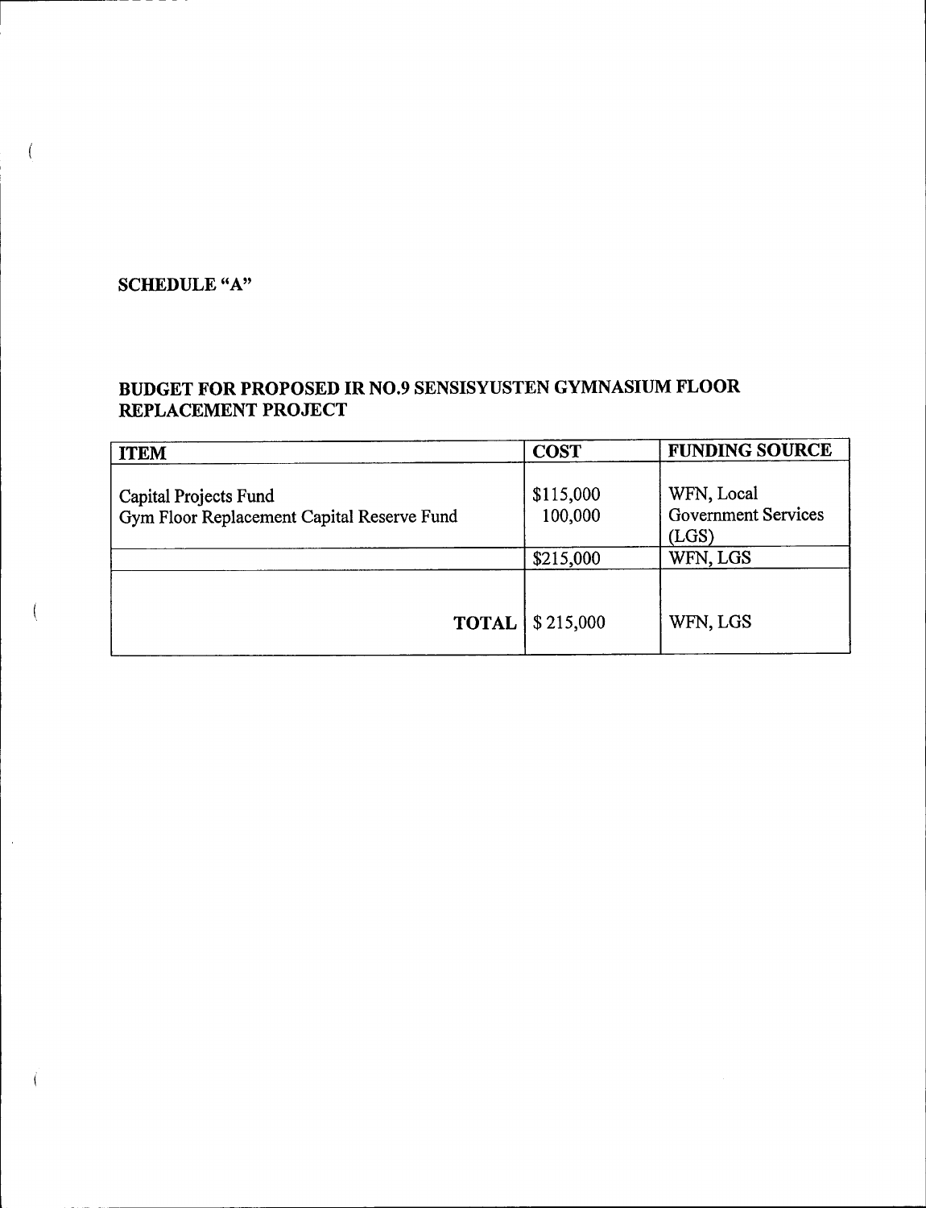**SCHEDULE "A"**

## BUDGET FOR PROPOSED IR NO.9 SENSISYUSTEN GYMNASIUM FLOOR REPLACEMENT PROJECT

| ITEM | COST | FUNDING SOURCE |
|---|---|---|
| Capital Projects Fund<br>Gym Floor Replacement Capital Reserve Fund | \$115,000<br>100,000 | WFN, Local Government Services (LGS) |
| | \$215,000 | WFN, LGS |
| **TOTAL** | \$ 215,000 | WFN, LGS |